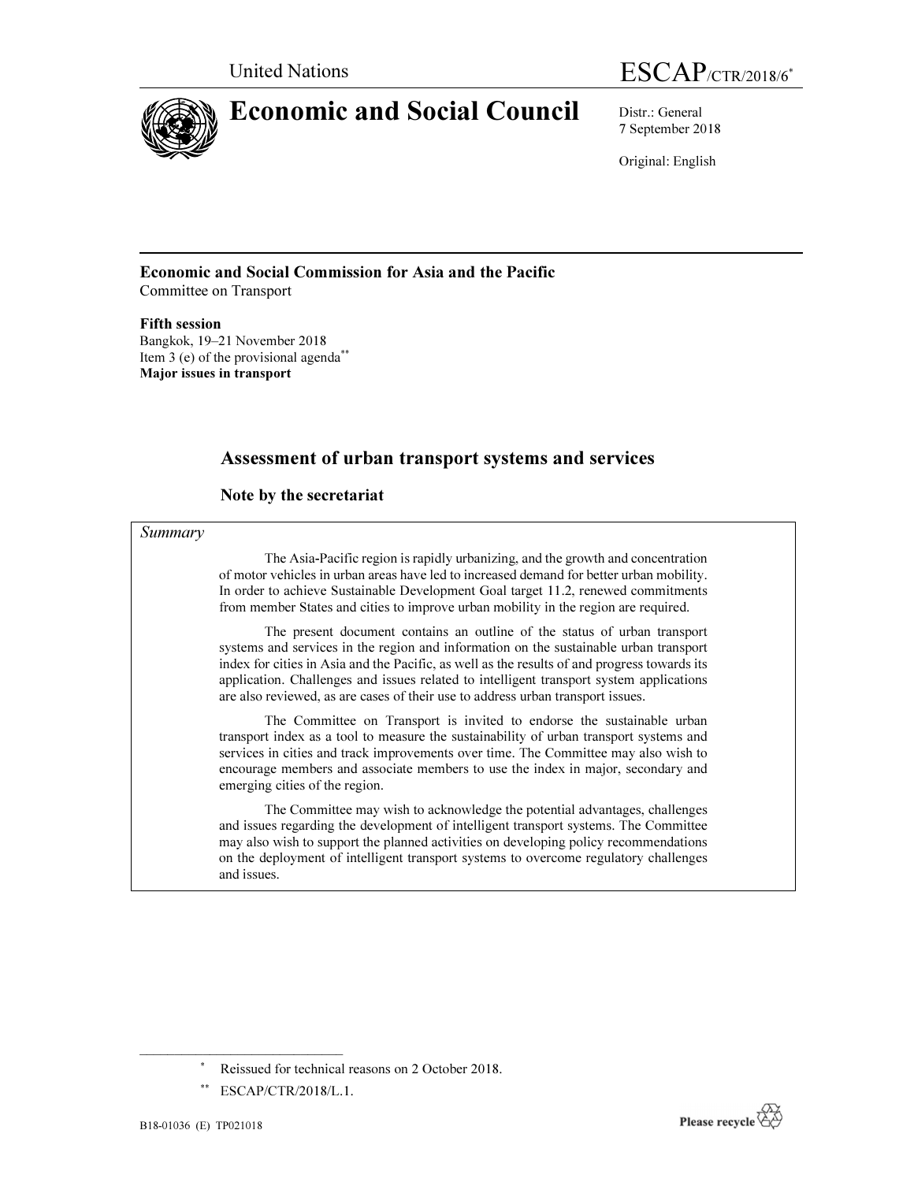United Nations

ESCAP/CTR/2018/6*

# Economic and Social Council

Distr.: General
7 September 2018

Original: English

**Economic and Social Commission for Asia and the Pacific**
Committee on Transport

**Fifth session**
Bangkok, 19–21 November 2018
Item 3 (e) of the provisional agenda**
**Major issues in transport**

## Assessment of urban transport systems and services

### Note by the secretariat

*Summary*

The Asia-Pacific region is rapidly urbanizing, and the growth and concentration of motor vehicles in urban areas have led to increased demand for better urban mobility. In order to achieve Sustainable Development Goal target 11.2, renewed commitments from member States and cities to improve urban mobility in the region are required.

The present document contains an outline of the status of urban transport systems and services in the region and information on the sustainable urban transport index for cities in Asia and the Pacific, as well as the results of and progress towards its application. Challenges and issues related to intelligent transport system applications are also reviewed, as are cases of their use to address urban transport issues.

The Committee on Transport is invited to endorse the sustainable urban transport index as a tool to measure the sustainability of urban transport systems and services in cities and track improvements over time. The Committee may also wish to encourage members and associate members to use the index in major, secondary and emerging cities of the region.

The Committee may wish to acknowledge the potential advantages, challenges and issues regarding the development of intelligent transport systems. The Committee may also wish to support the planned activities on developing policy recommendations on the deployment of intelligent transport systems to overcome regulatory challenges and issues.

---

\* Reissued for technical reasons on 2 October 2018.

\*\* ESCAP/CTR/2018/L.1.

B18-01036 (E) TP021018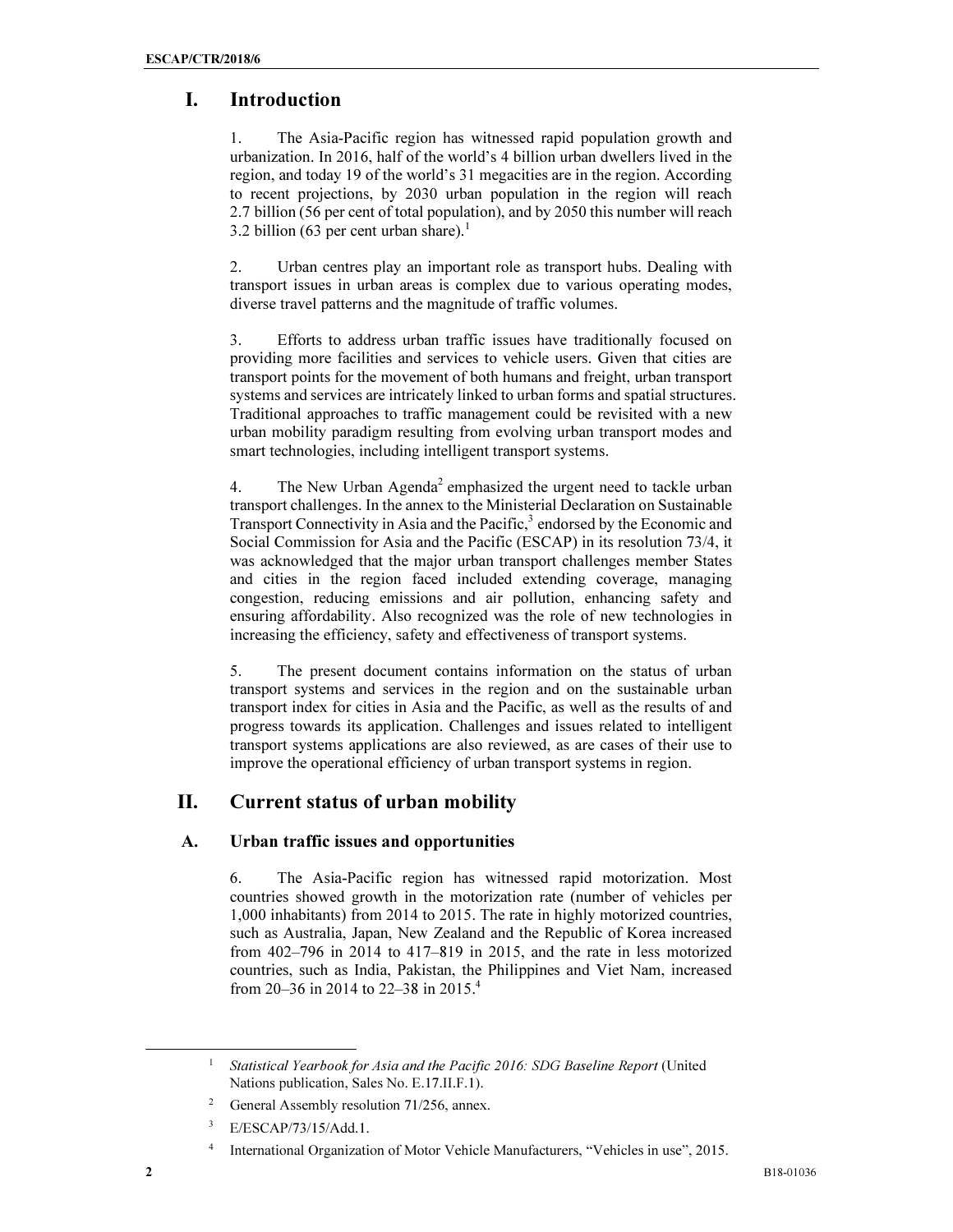# I. Introduction

1. The Asia-Pacific region has witnessed rapid population growth and urbanization. In 2016, half of the world's 4 billion urban dwellers lived in the region, and today 19 of the world's 31 megacities are in the region. According to recent projections, by 2030 urban population in the region will reach 2.7 billion (56 per cent of total population), and by 2050 this number will reach 3.2 billion (63 per cent urban share).[1]

2. Urban centres play an important role as transport hubs. Dealing with transport issues in urban areas is complex due to various operating modes, diverse travel patterns and the magnitude of traffic volumes.

3. Efforts to address urban traffic issues have traditionally focused on providing more facilities and services to vehicle users. Given that cities are transport points for the movement of both humans and freight, urban transport systems and services are intricately linked to urban forms and spatial structures. Traditional approaches to traffic management could be revisited with a new urban mobility paradigm resulting from evolving urban transport modes and smart technologies, including intelligent transport systems.

4. The New Urban Agenda[2] emphasized the urgent need to tackle urban transport challenges. In the annex to the Ministerial Declaration on Sustainable Transport Connectivity in Asia and the Pacific,[3] endorsed by the Economic and Social Commission for Asia and the Pacific (ESCAP) in its resolution 73/4, it was acknowledged that the major urban transport challenges member States and cities in the region faced included extending coverage, managing congestion, reducing emissions and air pollution, enhancing safety and ensuring affordability. Also recognized was the role of new technologies in increasing the efficiency, safety and effectiveness of transport systems.

5. The present document contains information on the status of urban transport systems and services in the region and on the sustainable urban transport index for cities in Asia and the Pacific, as well as the results of and progress towards its application. Challenges and issues related to intelligent transport systems applications are also reviewed, as are cases of their use to improve the operational efficiency of urban transport systems in region.

# II. Current status of urban mobility

## A. Urban traffic issues and opportunities

6. The Asia-Pacific region has witnessed rapid motorization. Most countries showed growth in the motorization rate (number of vehicles per 1,000 inhabitants) from 2014 to 2015. The rate in highly motorized countries, such as Australia, Japan, New Zealand and the Republic of Korea increased from 402–796 in 2014 to 417–819 in 2015, and the rate in less motorized countries, such as India, Pakistan, the Philippines and Viet Nam, increased from 20–36 in 2014 to 22–38 in 2015.[4]

---

[1] *Statistical Yearbook for Asia and the Pacific 2016: SDG Baseline Report* (United Nations publication, Sales No. E.17.II.F.1).

[2] General Assembly resolution 71/256, annex.

[3] E/ESCAP/73/15/Add.1.

[4] International Organization of Motor Vehicle Manufacturers, "Vehicles in use", 2015.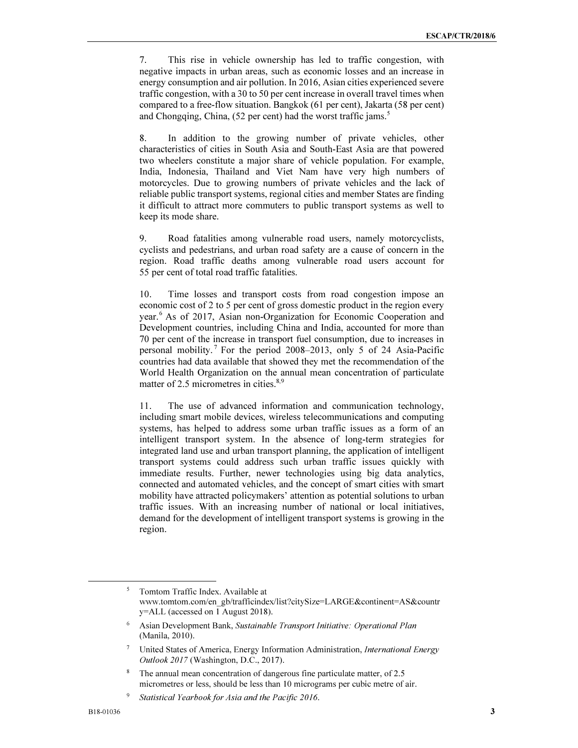7. This rise in vehicle ownership has led to traffic congestion, with negative impacts in urban areas, such as economic losses and an increase in energy consumption and air pollution. In 2016, Asian cities experienced severe traffic congestion, with a 30 to 50 per cent increase in overall travel times when compared to a free-flow situation. Bangkok (61 per cent), Jakarta (58 per cent) and Chongqing, China, (52 per cent) had the worst traffic jams.[5]

8. In addition to the growing number of private vehicles, other characteristics of cities in South Asia and South-East Asia are that powered two wheelers constitute a major share of vehicle population. For example, India, Indonesia, Thailand and Viet Nam have very high numbers of motorcycles. Due to growing numbers of private vehicles and the lack of reliable public transport systems, regional cities and member States are finding it difficult to attract more commuters to public transport systems as well to keep its mode share.

9. Road fatalities among vulnerable road users, namely motorcyclists, cyclists and pedestrians, and urban road safety are a cause of concern in the region. Road traffic deaths among vulnerable road users account for 55 per cent of total road traffic fatalities.

10. Time losses and transport costs from road congestion impose an economic cost of 2 to 5 per cent of gross domestic product in the region every year.[6] As of 2017, Asian non-Organization for Economic Cooperation and Development countries, including China and India, accounted for more than 70 per cent of the increase in transport fuel consumption, due to increases in personal mobility.[7] For the period 2008–2013, only 5 of 24 Asia-Pacific countries had data available that showed they met the recommendation of the World Health Organization on the annual mean concentration of particulate matter of 2.5 micrometres in cities.[8,9]

11. The use of advanced information and communication technology, including smart mobile devices, wireless telecommunications and computing systems, has helped to address some urban traffic issues as a form of an intelligent transport system. In the absence of long-term strategies for integrated land use and urban transport planning, the application of intelligent transport systems could address such urban traffic issues quickly with immediate results. Further, newer technologies using big data analytics, connected and automated vehicles, and the concept of smart cities with smart mobility have attracted policymakers' attention as potential solutions to urban traffic issues. With an increasing number of national or local initiatives, demand for the development of intelligent transport systems is growing in the region.

---

[5] Tomtom Traffic Index. Available at www.tomtom.com/en_gb/trafficindex/list?citySize=LARGE&continent=AS&country=ALL (accessed on 1 August 2018).

[6] Asian Development Bank, *Sustainable Transport Initiative: Operational Plan* (Manila, 2010).

[7] United States of America, Energy Information Administration, *International Energy Outlook 2017* (Washington, D.C., 2017).

[8] The annual mean concentration of dangerous fine particulate matter, of 2.5 micrometres or less, should be less than 10 micrograms per cubic metre of air.

[9] *Statistical Yearbook for Asia and the Pacific 2016*.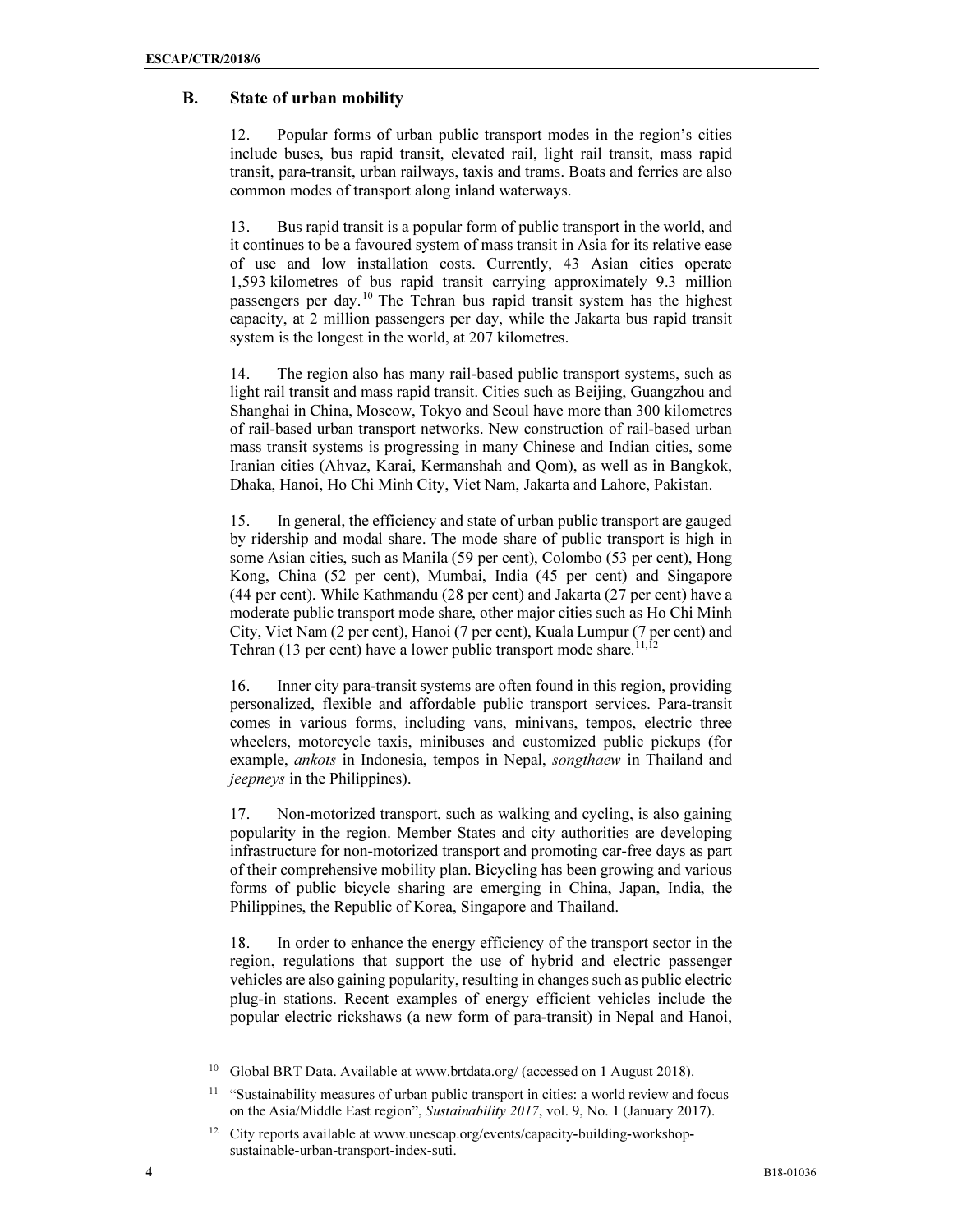## B. State of urban mobility

12. Popular forms of urban public transport modes in the region's cities include buses, bus rapid transit, elevated rail, light rail transit, mass rapid transit, para-transit, urban railways, taxis and trams. Boats and ferries are also common modes of transport along inland waterways.

13. Bus rapid transit is a popular form of public transport in the world, and it continues to be a favoured system of mass transit in Asia for its relative ease of use and low installation costs. Currently, 43 Asian cities operate 1,593 kilometres of bus rapid transit carrying approximately 9.3 million passengers per day.[10] The Tehran bus rapid transit system has the highest capacity, at 2 million passengers per day, while the Jakarta bus rapid transit system is the longest in the world, at 207 kilometres.

14. The region also has many rail-based public transport systems, such as light rail transit and mass rapid transit. Cities such as Beijing, Guangzhou and Shanghai in China, Moscow, Tokyo and Seoul have more than 300 kilometres of rail-based urban transport networks. New construction of rail-based urban mass transit systems is progressing in many Chinese and Indian cities, some Iranian cities (Ahvaz, Karai, Kermanshah and Qom), as well as in Bangkok, Dhaka, Hanoi, Ho Chi Minh City, Viet Nam, Jakarta and Lahore, Pakistan.

15. In general, the efficiency and state of urban public transport are gauged by ridership and modal share. The mode share of public transport is high in some Asian cities, such as Manila (59 per cent), Colombo (53 per cent), Hong Kong, China (52 per cent), Mumbai, India (45 per cent) and Singapore (44 per cent). While Kathmandu (28 per cent) and Jakarta (27 per cent) have a moderate public transport mode share, other major cities such as Ho Chi Minh City, Viet Nam (2 per cent), Hanoi (7 per cent), Kuala Lumpur (7 per cent) and Tehran (13 per cent) have a lower public transport mode share.[11,12]

16. Inner city para-transit systems are often found in this region, providing personalized, flexible and affordable public transport services. Para-transit comes in various forms, including vans, minivans, tempos, electric three wheelers, motorcycle taxis, minibuses and customized public pickups (for example, *ankots* in Indonesia, tempos in Nepal, *songthaew* in Thailand and *jeepneys* in the Philippines).

17. Non-motorized transport, such as walking and cycling, is also gaining popularity in the region. Member States and city authorities are developing infrastructure for non-motorized transport and promoting car-free days as part of their comprehensive mobility plan. Bicycling has been growing and various forms of public bicycle sharing are emerging in China, Japan, India, the Philippines, the Republic of Korea, Singapore and Thailand.

18. In order to enhance the energy efficiency of the transport sector in the region, regulations that support the use of hybrid and electric passenger vehicles are also gaining popularity, resulting in changes such as public electric plug-in stations. Recent examples of energy efficient vehicles include the popular electric rickshaws (a new form of para-transit) in Nepal and Hanoi,

---

[10] Global BRT Data. Available at www.brtdata.org/ (accessed on 1 August 2018).

[11] "Sustainability measures of urban public transport in cities: a world review and focus on the Asia/Middle East region", *Sustainability 2017*, vol. 9, No. 1 (January 2017).

[12] City reports available at www.unescap.org/events/capacity-building-workshop-sustainable-urban-transport-index-suti.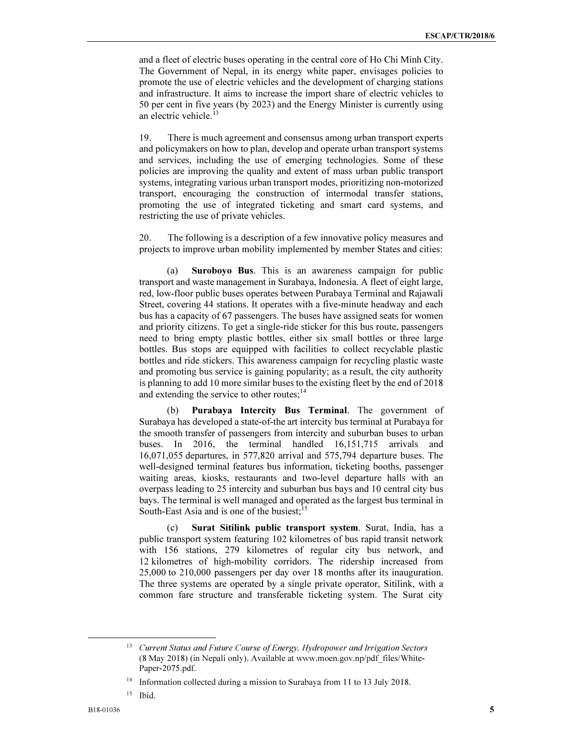and a fleet of electric buses operating in the central core of Ho Chi Minh City. The Government of Nepal, in its energy white paper, envisages policies to promote the use of electric vehicles and the development of charging stations and infrastructure. It aims to increase the import share of electric vehicles to 50 per cent in five years (by 2023) and the Energy Minister is currently using an electric vehicle.[13]

19. There is much agreement and consensus among urban transport experts and policymakers on how to plan, develop and operate urban transport systems and services, including the use of emerging technologies. Some of these policies are improving the quality and extent of mass urban public transport systems, integrating various urban transport modes, prioritizing non-motorized transport, encouraging the construction of intermodal transfer stations, promoting the use of integrated ticketing and smart card systems, and restricting the use of private vehicles.

20. The following is a description of a few innovative policy measures and projects to improve urban mobility implemented by member States and cities:

(a) **Suroboyo Bus**. This is an awareness campaign for public transport and waste management in Surabaya, Indonesia. A fleet of eight large, red, low-floor public buses operates between Purabaya Terminal and Rajawali Street, covering 44 stations. It operates with a five-minute headway and each bus has a capacity of 67 passengers. The buses have assigned seats for women and priority citizens. To get a single-ride sticker for this bus route, passengers need to bring empty plastic bottles, either six small bottles or three large bottles. Bus stops are equipped with facilities to collect recyclable plastic bottles and ride stickers. This awareness campaign for recycling plastic waste and promoting bus service is gaining popularity; as a result, the city authority is planning to add 10 more similar buses to the existing fleet by the end of 2018 and extending the service to other routes;[14]

(b) **Purabaya Intercity Bus Terminal**. The government of Surabaya has developed a state-of-the art intercity bus terminal at Purabaya for the smooth transfer of passengers from intercity and suburban buses to urban buses. In 2016, the terminal handled 16,151,715 arrivals and 16,071,055 departures, in 577,820 arrival and 575,794 departure buses. The well-designed terminal features bus information, ticketing booths, passenger waiting areas, kiosks, restaurants and two-level departure halls with an overpass leading to 25 intercity and suburban bus bays and 10 central city bus bays. The terminal is well managed and operated as the largest bus terminal in South-East Asia and is one of the busiest;[15]

(c) **Surat Sitilink public transport system**. Surat, India, has a public transport system featuring 102 kilometres of bus rapid transit network with 156 stations, 279 kilometres of regular city bus network, and 12 kilometres of high-mobility corridors. The ridership increased from 25,000 to 210,000 passengers per day over 18 months after its inauguration. The three systems are operated by a single private operator, Sitilink, with a common fare structure and transferable ticketing system. The Surat city

---

[13] *Current Status and Future Course of Energy, Hydropower and Irrigation Sectors* (8 May 2018) (in Nepali only). Available at www.moen.gov.np/pdf_files/White-Paper-2075.pdf.

[14] Information collected during a mission to Surabaya from 11 to 13 July 2018.

[15] Ibid.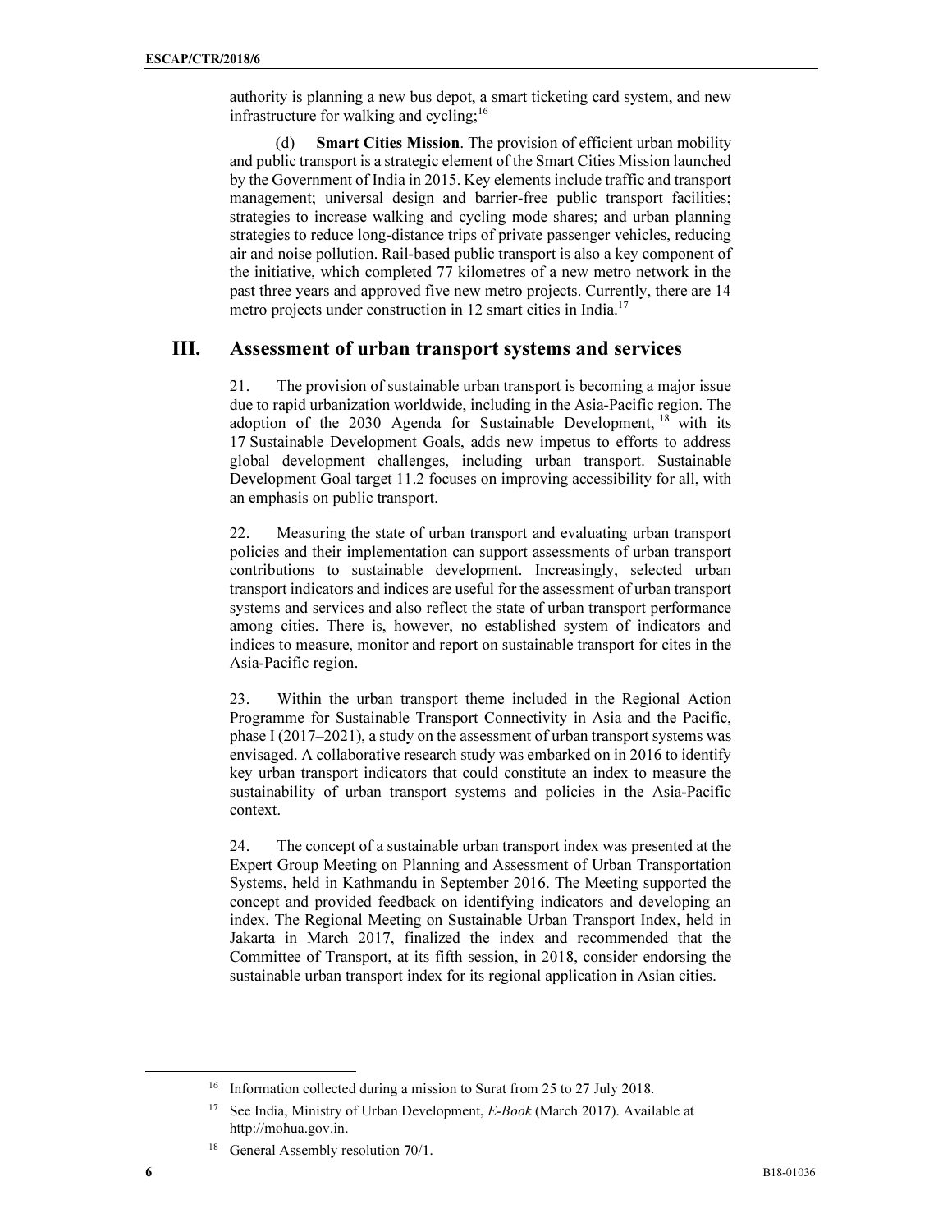authority is planning a new bus depot, a smart ticketing card system, and new infrastructure for walking and cycling;[16]

(d) **Smart Cities Mission**. The provision of efficient urban mobility and public transport is a strategic element of the Smart Cities Mission launched by the Government of India in 2015. Key elements include traffic and transport management; universal design and barrier-free public transport facilities; strategies to increase walking and cycling mode shares; and urban planning strategies to reduce long-distance trips of private passenger vehicles, reducing air and noise pollution. Rail-based public transport is also a key component of the initiative, which completed 77 kilometres of a new metro network in the past three years and approved five new metro projects. Currently, there are 14 metro projects under construction in 12 smart cities in India.[17]

## III. Assessment of urban transport systems and services

21. The provision of sustainable urban transport is becoming a major issue due to rapid urbanization worldwide, including in the Asia-Pacific region. The adoption of the 2030 Agenda for Sustainable Development,[18] with its 17 Sustainable Development Goals, adds new impetus to efforts to address global development challenges, including urban transport. Sustainable Development Goal target 11.2 focuses on improving accessibility for all, with an emphasis on public transport.

22. Measuring the state of urban transport and evaluating urban transport policies and their implementation can support assessments of urban transport contributions to sustainable development. Increasingly, selected urban transport indicators and indices are useful for the assessment of urban transport systems and services and also reflect the state of urban transport performance among cities. There is, however, no established system of indicators and indices to measure, monitor and report on sustainable transport for cites in the Asia-Pacific region.

23. Within the urban transport theme included in the Regional Action Programme for Sustainable Transport Connectivity in Asia and the Pacific, phase I (2017–2021), a study on the assessment of urban transport systems was envisaged. A collaborative research study was embarked on in 2016 to identify key urban transport indicators that could constitute an index to measure the sustainability of urban transport systems and policies in the Asia-Pacific context.

24. The concept of a sustainable urban transport index was presented at the Expert Group Meeting on Planning and Assessment of Urban Transportation Systems, held in Kathmandu in September 2016. The Meeting supported the concept and provided feedback on identifying indicators and developing an index. The Regional Meeting on Sustainable Urban Transport Index, held in Jakarta in March 2017, finalized the index and recommended that the Committee of Transport, at its fifth session, in 2018, consider endorsing the sustainable urban transport index for its regional application in Asian cities.

---

[16] Information collected during a mission to Surat from 25 to 27 July 2018.

[17] See India, Ministry of Urban Development, *E-Book* (March 2017). Available at http://mohua.gov.in.

[18] General Assembly resolution 70/1.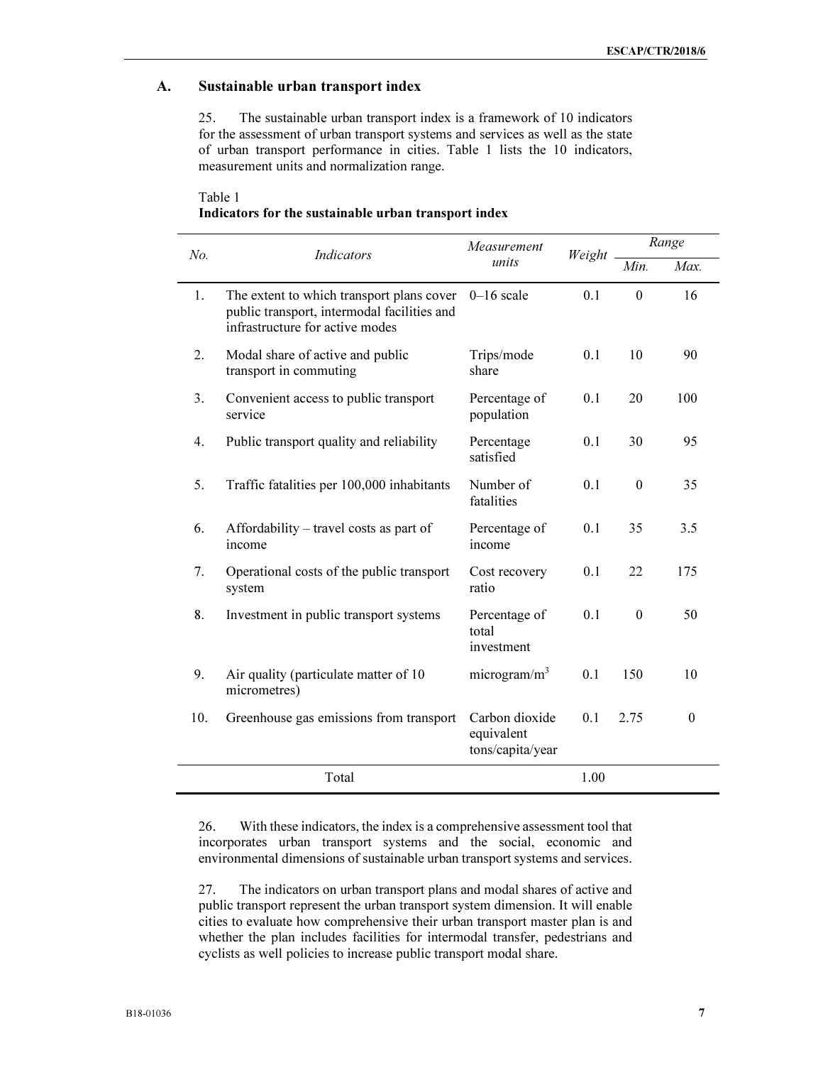## A. Sustainable urban transport index

25. The sustainable urban transport index is a framework of 10 indicators for the assessment of urban transport systems and services as well as the state of urban transport performance in cities. Table 1 lists the 10 indicators, measurement units and normalization range.

Table 1
**Indicators for the sustainable urban transport index**

| *No.* | *Indicators* | *Measurement units* | *Weight* | *Range* | |
|---|---|---|---|---|---|
| | | | | *Min.* | *Max.* |
| 1. | The extent to which transport plans cover public transport, intermodal facilities and infrastructure for active modes | 0–16 scale | 0.1 | 0 | 16 |
| 2. | Modal share of active and public transport in commuting | Trips/mode share | 0.1 | 10 | 90 |
| 3. | Convenient access to public transport service | Percentage of population | 0.1 | 20 | 100 |
| 4. | Public transport quality and reliability | Percentage satisfied | 0.1 | 30 | 95 |
| 5. | Traffic fatalities per 100,000 inhabitants | Number of fatalities | 0.1 | 0 | 35 |
| 6. | Affordability – travel costs as part of income | Percentage of income | 0.1 | 35 | 3.5 |
| 7. | Operational costs of the public transport system | Cost recovery ratio | 0.1 | 22 | 175 |
| 8. | Investment in public transport systems | Percentage of total investment | 0.1 | 0 | 50 |
| 9. | Air quality (particulate matter of 10 micrometres) | microgram/$m^3$ | 0.1 | 150 | 10 |
| 10. | Greenhouse gas emissions from transport | Carbon dioxide equivalent tons/capita/year | 0.1 | 2.75 | 0 |
| | Total | | 1.00 | | |

26. With these indicators, the index is a comprehensive assessment tool that incorporates urban transport systems and the social, economic and environmental dimensions of sustainable urban transport systems and services.

27. The indicators on urban transport plans and modal shares of active and public transport represent the urban transport system dimension. It will enable cities to evaluate how comprehensive their urban transport master plan is and whether the plan includes facilities for intermodal transfer, pedestrians and cyclists as well policies to increase public transport modal share.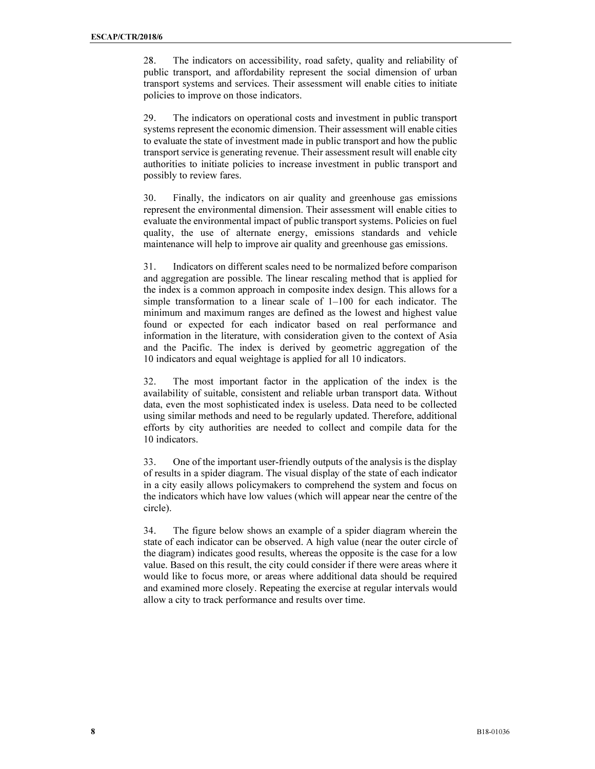28. The indicators on accessibility, road safety, quality and reliability of public transport, and affordability represent the social dimension of urban transport systems and services. Their assessment will enable cities to initiate policies to improve on those indicators.

29. The indicators on operational costs and investment in public transport systems represent the economic dimension. Their assessment will enable cities to evaluate the state of investment made in public transport and how the public transport service is generating revenue. Their assessment result will enable city authorities to initiate policies to increase investment in public transport and possibly to review fares.

30. Finally, the indicators on air quality and greenhouse gas emissions represent the environmental dimension. Their assessment will enable cities to evaluate the environmental impact of public transport systems. Policies on fuel quality, the use of alternate energy, emissions standards and vehicle maintenance will help to improve air quality and greenhouse gas emissions.

31. Indicators on different scales need to be normalized before comparison and aggregation are possible. The linear rescaling method that is applied for the index is a common approach in composite index design. This allows for a simple transformation to a linear scale of 1–100 for each indicator. The minimum and maximum ranges are defined as the lowest and highest value found or expected for each indicator based on real performance and information in the literature, with consideration given to the context of Asia and the Pacific. The index is derived by geometric aggregation of the 10 indicators and equal weightage is applied for all 10 indicators.

32. The most important factor in the application of the index is the availability of suitable, consistent and reliable urban transport data. Without data, even the most sophisticated index is useless. Data need to be collected using similar methods and need to be regularly updated. Therefore, additional efforts by city authorities are needed to collect and compile data for the 10 indicators.

33. One of the important user-friendly outputs of the analysis is the display of results in a spider diagram. The visual display of the state of each indicator in a city easily allows policymakers to comprehend the system and focus on the indicators which have low values (which will appear near the centre of the circle).

34. The figure below shows an example of a spider diagram wherein the state of each indicator can be observed. A high value (near the outer circle of the diagram) indicates good results, whereas the opposite is the case for a low value. Based on this result, the city could consider if there were areas where it would like to focus more, or areas where additional data should be required and examined more closely. Repeating the exercise at regular intervals would allow a city to track performance and results over time.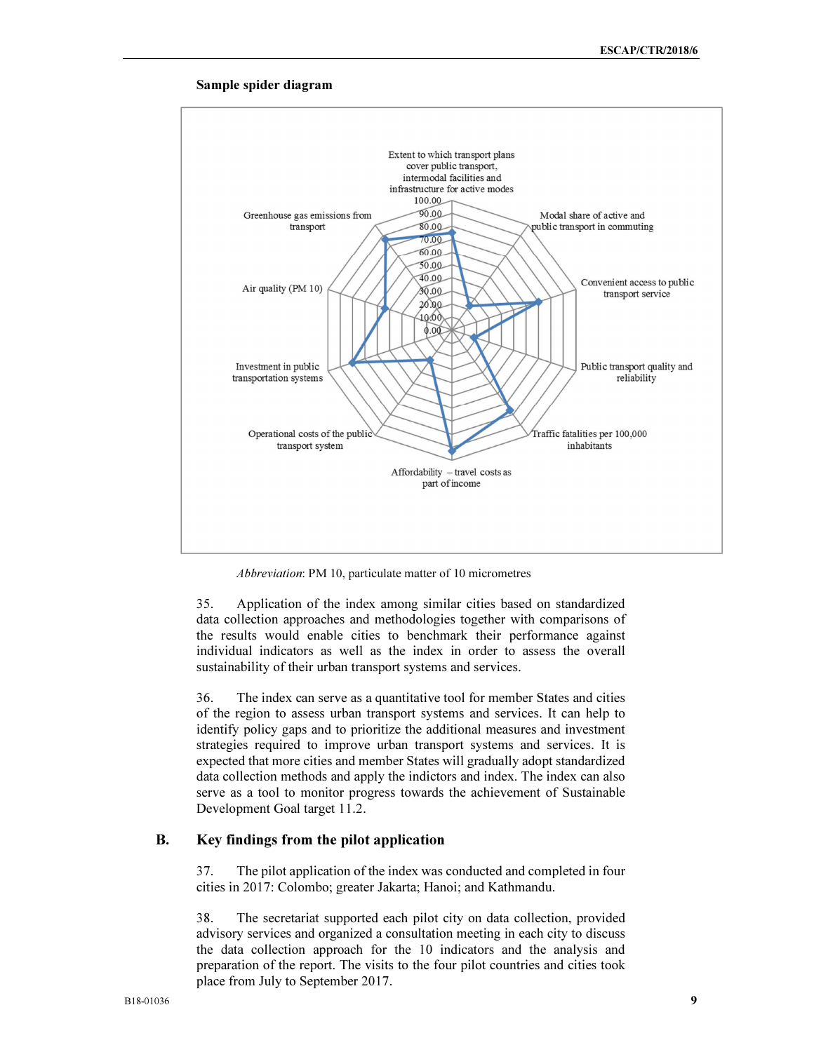**Sample spider diagram**

Extent to which transport plans cover public transport, intermodal facilities and infrastructure for active modes

Modal share of active and public transport in commuting

Convenient access to public transport service

Public transport quality and reliability

Traffic fatalities per 100,000 inhabitants

Affordability – travel costs as part of income

Operational costs of the public transport system

Investment in public transportation systems

Air quality (PM 10)

Greenhouse gas emissions from transport

100.00, 90.00, 80.00, 70.00, 60.00, 50.00, 40.00, 30.00, 20.00, 10.00, 0.00

*Abbreviation*: PM 10, particulate matter of 10 micrometres

35. Application of the index among similar cities based on standardized data collection approaches and methodologies together with comparisons of the results would enable cities to benchmark their performance against individual indicators as well as the index in order to assess the overall sustainability of their urban transport systems and services.

36. The index can serve as a quantitative tool for member States and cities of the region to assess urban transport systems and services. It can help to identify policy gaps and to prioritize the additional measures and investment strategies required to improve urban transport systems and services. It is expected that more cities and member States will gradually adopt standardized data collection methods and apply the indictors and index. The index can also serve as a tool to monitor progress towards the achievement of Sustainable Development Goal target 11.2.

## B. Key findings from the pilot application

37. The pilot application of the index was conducted and completed in four cities in 2017: Colombo; greater Jakarta; Hanoi; and Kathmandu.

38. The secretariat supported each pilot city on data collection, provided advisory services and organized a consultation meeting in each city to discuss the data collection approach for the 10 indicators and the analysis and preparation of the report. The visits to the four pilot countries and cities took place from July to September 2017.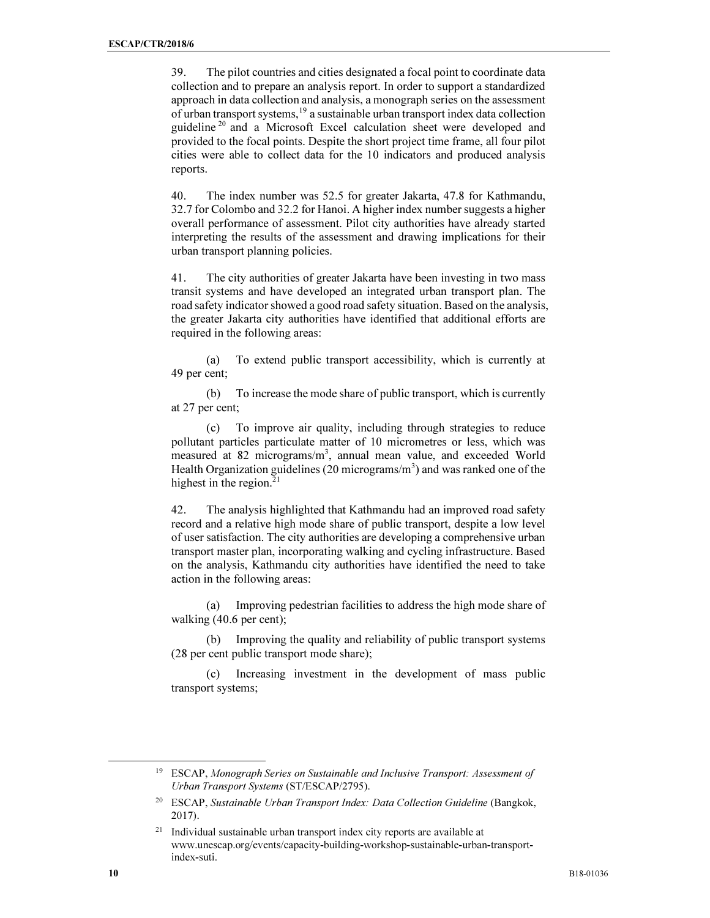39. The pilot countries and cities designated a focal point to coordinate data collection and to prepare an analysis report. In order to support a standardized approach in data collection and analysis, a monograph series on the assessment of urban transport systems,[19] a sustainable urban transport index data collection guideline[20] and a Microsoft Excel calculation sheet were developed and provided to the focal points. Despite the short project time frame, all four pilot cities were able to collect data for the 10 indicators and produced analysis reports.

40. The index number was 52.5 for greater Jakarta, 47.8 for Kathmandu, 32.7 for Colombo and 32.2 for Hanoi. A higher index number suggests a higher overall performance of assessment. Pilot city authorities have already started interpreting the results of the assessment and drawing implications for their urban transport planning policies.

41. The city authorities of greater Jakarta have been investing in two mass transit systems and have developed an integrated urban transport plan. The road safety indicator showed a good road safety situation. Based on the analysis, the greater Jakarta city authorities have identified that additional efforts are required in the following areas:

(a) To extend public transport accessibility, which is currently at 49 per cent;

(b) To increase the mode share of public transport, which is currently at 27 per cent;

(c) To improve air quality, including through strategies to reduce pollutant particles particulate matter of 10 micrometres or less, which was measured at 82 micrograms/m$^3$, annual mean value, and exceeded World Health Organization guidelines (20 micrograms/m$^3$) and was ranked one of the highest in the region.[21]

42. The analysis highlighted that Kathmandu had an improved road safety record and a relative high mode share of public transport, despite a low level of user satisfaction. The city authorities are developing a comprehensive urban transport master plan, incorporating walking and cycling infrastructure. Based on the analysis, Kathmandu city authorities have identified the need to take action in the following areas:

(a) Improving pedestrian facilities to address the high mode share of walking (40.6 per cent);

(b) Improving the quality and reliability of public transport systems (28 per cent public transport mode share);

(c) Increasing investment in the development of mass public transport systems;

---

[19] ESCAP, *Monograph Series on Sustainable and Inclusive Transport: Assessment of Urban Transport Systems* (ST/ESCAP/2795).

[20] ESCAP, *Sustainable Urban Transport Index: Data Collection Guideline* (Bangkok, 2017).

[21] Individual sustainable urban transport index city reports are available at www.unescap.org/events/capacity-building-workshop-sustainable-urban-transport-index-suti.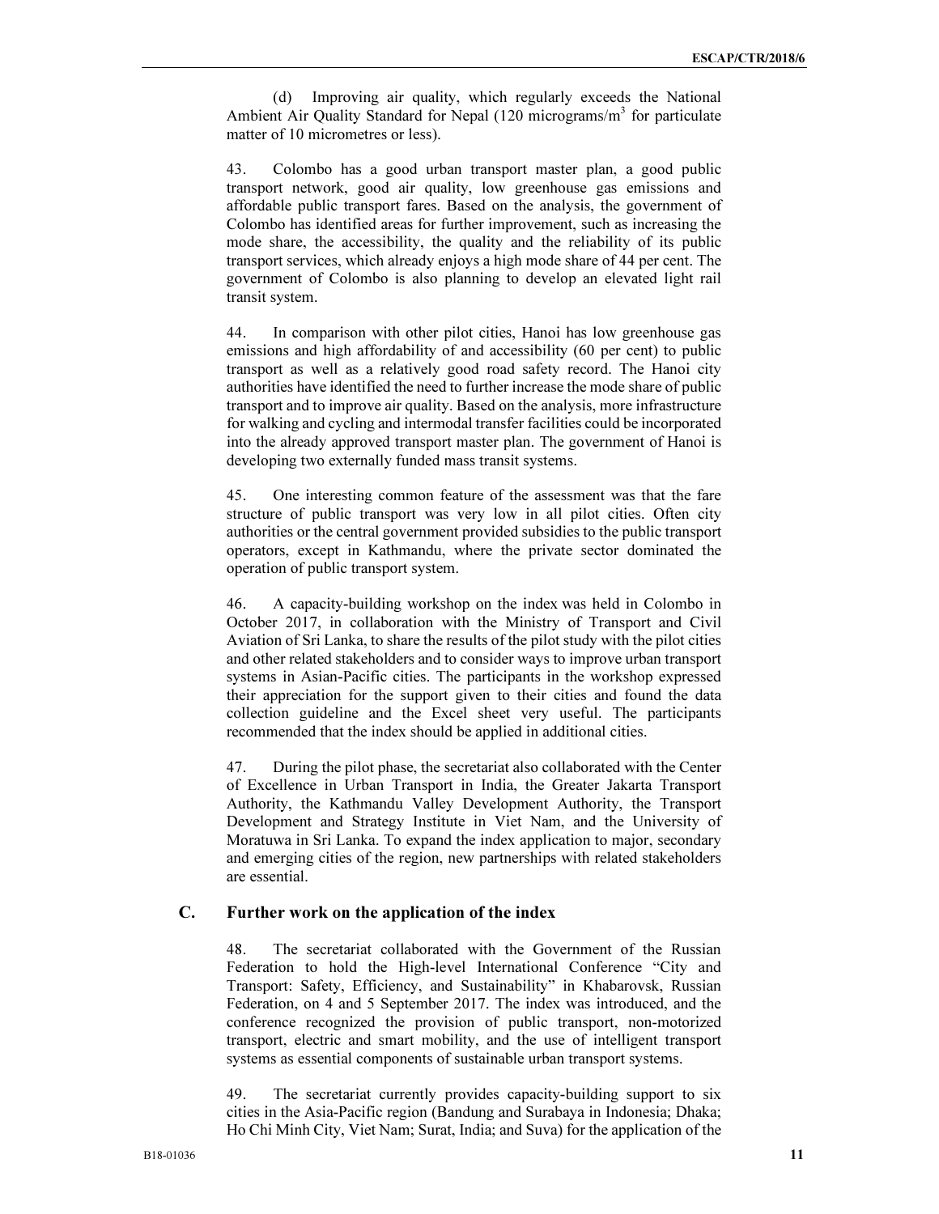(d) Improving air quality, which regularly exceeds the National Ambient Air Quality Standard for Nepal (120 micrograms/$m^3$ for particulate matter of 10 micrometres or less).

43. Colombo has a good urban transport master plan, a good public transport network, good air quality, low greenhouse gas emissions and affordable public transport fares. Based on the analysis, the government of Colombo has identified areas for further improvement, such as increasing the mode share, the accessibility, the quality and the reliability of its public transport services, which already enjoys a high mode share of 44 per cent. The government of Colombo is also planning to develop an elevated light rail transit system.

44. In comparison with other pilot cities, Hanoi has low greenhouse gas emissions and high affordability of and accessibility (60 per cent) to public transport as well as a relatively good road safety record. The Hanoi city authorities have identified the need to further increase the mode share of public transport and to improve air quality. Based on the analysis, more infrastructure for walking and cycling and intermodal transfer facilities could be incorporated into the already approved transport master plan. The government of Hanoi is developing two externally funded mass transit systems.

45. One interesting common feature of the assessment was that the fare structure of public transport was very low in all pilot cities. Often city authorities or the central government provided subsidies to the public transport operators, except in Kathmandu, where the private sector dominated the operation of public transport system.

46. A capacity-building workshop on the index was held in Colombo in October 2017, in collaboration with the Ministry of Transport and Civil Aviation of Sri Lanka, to share the results of the pilot study with the pilot cities and other related stakeholders and to consider ways to improve urban transport systems in Asian-Pacific cities. The participants in the workshop expressed their appreciation for the support given to their cities and found the data collection guideline and the Excel sheet very useful. The participants recommended that the index should be applied in additional cities.

47. During the pilot phase, the secretariat also collaborated with the Center of Excellence in Urban Transport in India, the Greater Jakarta Transport Authority, the Kathmandu Valley Development Authority, the Transport Development and Strategy Institute in Viet Nam, and the University of Moratuwa in Sri Lanka. To expand the index application to major, secondary and emerging cities of the region, new partnerships with related stakeholders are essential.

## C. Further work on the application of the index

48. The secretariat collaborated with the Government of the Russian Federation to hold the High-level International Conference "City and Transport: Safety, Efficiency, and Sustainability" in Khabarovsk, Russian Federation, on 4 and 5 September 2017. The index was introduced, and the conference recognized the provision of public transport, non-motorized transport, electric and smart mobility, and the use of intelligent transport systems as essential components of sustainable urban transport systems.

49. The secretariat currently provides capacity-building support to six cities in the Asia-Pacific region (Bandung and Surabaya in Indonesia; Dhaka; Ho Chi Minh City, Viet Nam; Surat, India; and Suva) for the application of the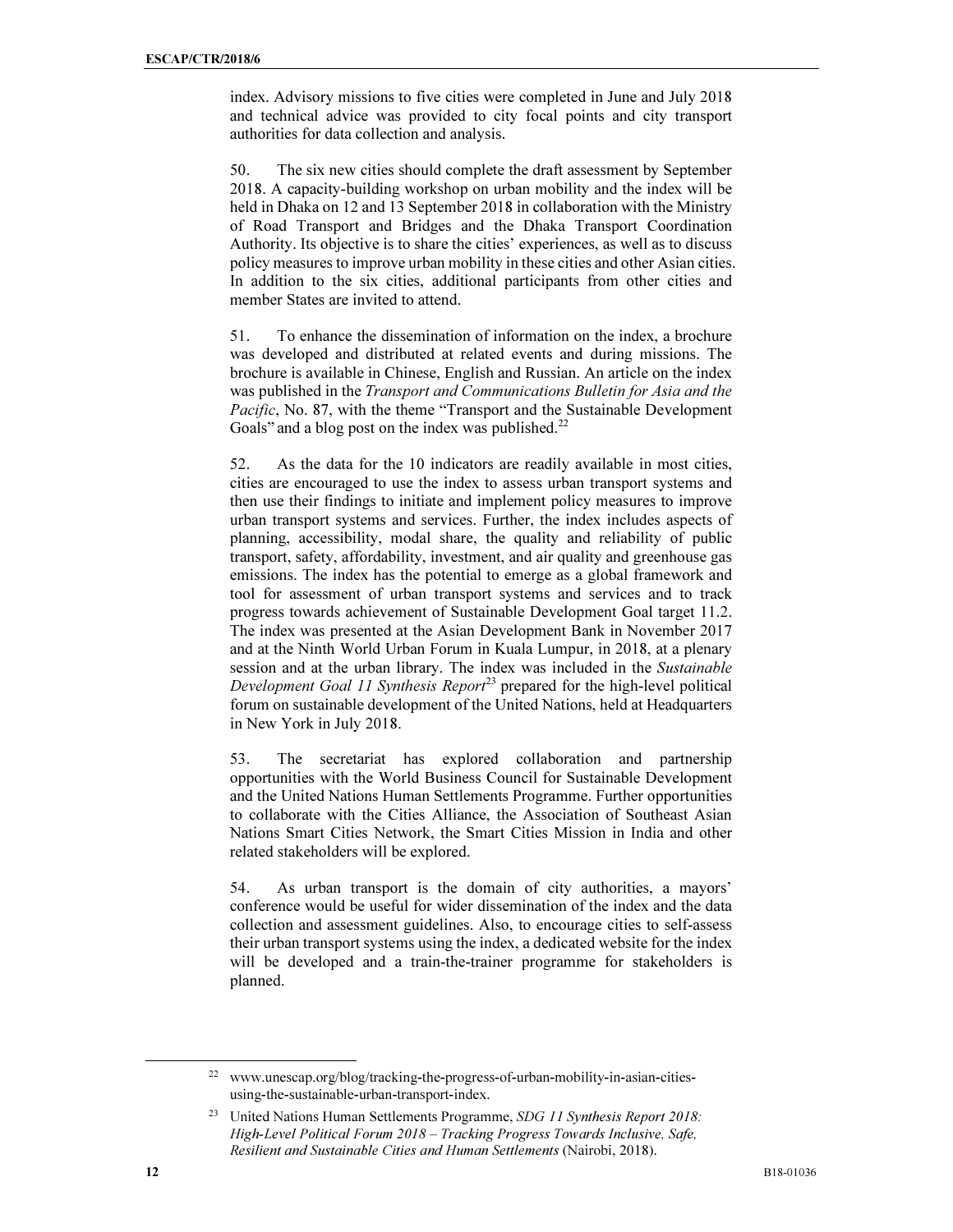index. Advisory missions to five cities were completed in June and July 2018 and technical advice was provided to city focal points and city transport authorities for data collection and analysis.

50. The six new cities should complete the draft assessment by September 2018. A capacity-building workshop on urban mobility and the index will be held in Dhaka on 12 and 13 September 2018 in collaboration with the Ministry of Road Transport and Bridges and the Dhaka Transport Coordination Authority. Its objective is to share the cities' experiences, as well as to discuss policy measures to improve urban mobility in these cities and other Asian cities. In addition to the six cities, additional participants from other cities and member States are invited to attend.

51. To enhance the dissemination of information on the index, a brochure was developed and distributed at related events and during missions. The brochure is available in Chinese, English and Russian. An article on the index was published in the *Transport and Communications Bulletin for Asia and the Pacific*, No. 87, with the theme "Transport and the Sustainable Development Goals" and a blog post on the index was published.[22]

52. As the data for the 10 indicators are readily available in most cities, cities are encouraged to use the index to assess urban transport systems and then use their findings to initiate and implement policy measures to improve urban transport systems and services. Further, the index includes aspects of planning, accessibility, modal share, the quality and reliability of public transport, safety, affordability, investment, and air quality and greenhouse gas emissions. The index has the potential to emerge as a global framework and tool for assessment of urban transport systems and services and to track progress towards achievement of Sustainable Development Goal target 11.2. The index was presented at the Asian Development Bank in November 2017 and at the Ninth World Urban Forum in Kuala Lumpur, in 2018, at a plenary session and at the urban library. The index was included in the *Sustainable Development Goal 11 Synthesis Report*[23] prepared for the high-level political forum on sustainable development of the United Nations, held at Headquarters in New York in July 2018.

53. The secretariat has explored collaboration and partnership opportunities with the World Business Council for Sustainable Development and the United Nations Human Settlements Programme. Further opportunities to collaborate with the Cities Alliance, the Association of Southeast Asian Nations Smart Cities Network, the Smart Cities Mission in India and other related stakeholders will be explored.

54. As urban transport is the domain of city authorities, a mayors' conference would be useful for wider dissemination of the index and the data collection and assessment guidelines. Also, to encourage cities to self-assess their urban transport systems using the index, a dedicated website for the index will be developed and a train-the-trainer programme for stakeholders is planned.

---

[22] www.unescap.org/blog/tracking-the-progress-of-urban-mobility-in-asian-cities-using-the-sustainable-urban-transport-index.

[23] United Nations Human Settlements Programme, *SDG 11 Synthesis Report 2018: High-Level Political Forum 2018 – Tracking Progress Towards Inclusive, Safe, Resilient and Sustainable Cities and Human Settlements* (Nairobi, 2018).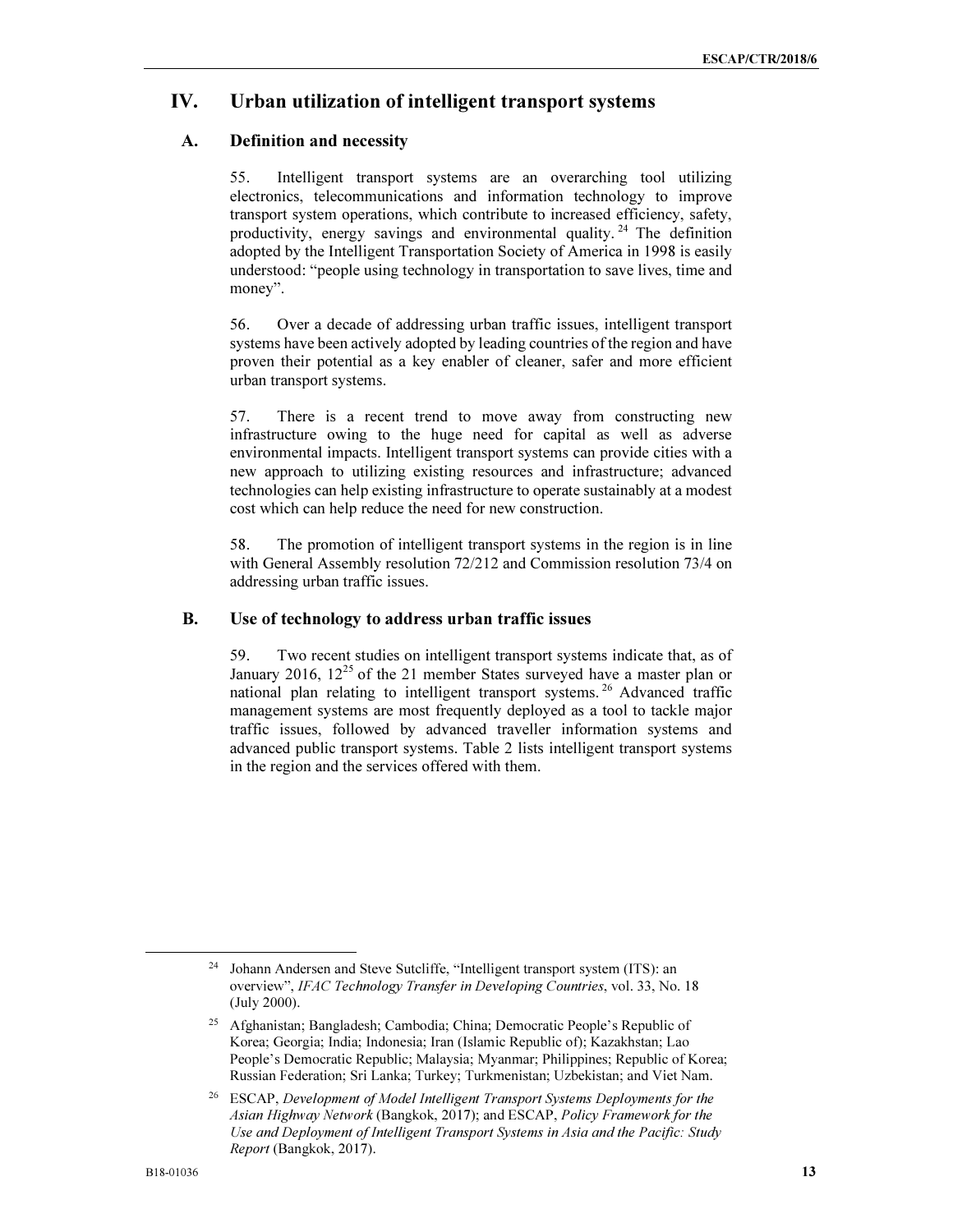## IV. Urban utilization of intelligent transport systems

### A. Definition and necessity

55. Intelligent transport systems are an overarching tool utilizing electronics, telecommunications and information technology to improve transport system operations, which contribute to increased efficiency, safety, productivity, energy savings and environmental quality.[24] The definition adopted by the Intelligent Transportation Society of America in 1998 is easily understood: "people using technology in transportation to save lives, time and money".

56. Over a decade of addressing urban traffic issues, intelligent transport systems have been actively adopted by leading countries of the region and have proven their potential as a key enabler of cleaner, safer and more efficient urban transport systems.

57. There is a recent trend to move away from constructing new infrastructure owing to the huge need for capital as well as adverse environmental impacts. Intelligent transport systems can provide cities with a new approach to utilizing existing resources and infrastructure; advanced technologies can help existing infrastructure to operate sustainably at a modest cost which can help reduce the need for new construction.

58. The promotion of intelligent transport systems in the region is in line with General Assembly resolution 72/212 and Commission resolution 73/4 on addressing urban traffic issues.

### B. Use of technology to address urban traffic issues

59. Two recent studies on intelligent transport systems indicate that, as of January 2016, 12[25] of the 21 member States surveyed have a master plan or national plan relating to intelligent transport systems.[26] Advanced traffic management systems are most frequently deployed as a tool to tackle major traffic issues, followed by advanced traveller information systems and advanced public transport systems. Table 2 lists intelligent transport systems in the region and the services offered with them.

---

[24] Johann Andersen and Steve Sutcliffe, "Intelligent transport system (ITS): an overview", *IFAC Technology Transfer in Developing Countries*, vol. 33, No. 18 (July 2000).

[25] Afghanistan; Bangladesh; Cambodia; China; Democratic People's Republic of Korea; Georgia; India; Indonesia; Iran (Islamic Republic of); Kazakhstan; Lao People's Democratic Republic; Malaysia; Myanmar; Philippines; Republic of Korea; Russian Federation; Sri Lanka; Turkey; Turkmenistan; Uzbekistan; and Viet Nam.

[26] ESCAP, *Development of Model Intelligent Transport Systems Deployments for the Asian Highway Network* (Bangkok, 2017); and ESCAP, *Policy Framework for the Use and Deployment of Intelligent Transport Systems in Asia and the Pacific: Study Report* (Bangkok, 2017).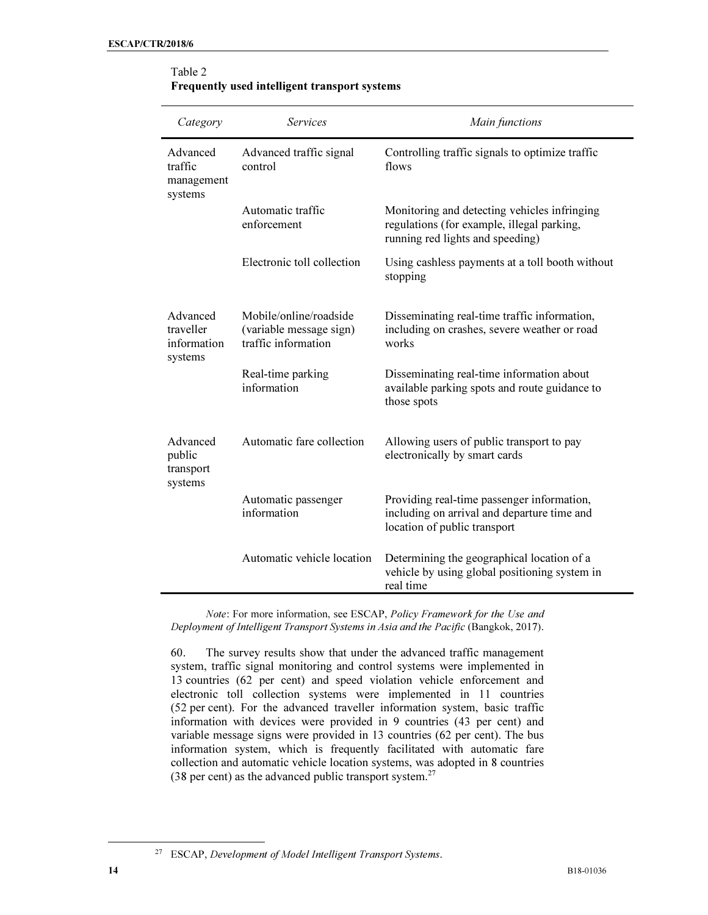Table 2
**Frequently used intelligent transport systems**

| *Category* | *Services* | *Main functions* |
|---|---|---|
| Advanced traffic management systems | Advanced traffic signal control | Controlling traffic signals to optimize traffic flows |
| | Automatic traffic enforcement | Monitoring and detecting vehicles infringing regulations (for example, illegal parking, running red lights and speeding) |
| | Electronic toll collection | Using cashless payments at a toll booth without stopping |
| Advanced traveller information systems | Mobile/online/roadside (variable message sign) traffic information | Disseminating real-time traffic information, including on crashes, severe weather or road works |
| | Real-time parking information | Disseminating real-time information about available parking spots and route guidance to those spots |
| Advanced public transport systems | Automatic fare collection | Allowing users of public transport to pay electronically by smart cards |
| | Automatic passenger information | Providing real-time passenger information, including on arrival and departure time and location of public transport |
| | Automatic vehicle location | Determining the geographical location of a vehicle by using global positioning system in real time |

*Note*: For more information, see ESCAP, *Policy Framework for the Use and Deployment of Intelligent Transport Systems in Asia and the Pacific* (Bangkok, 2017).

60. The survey results show that under the advanced traffic management system, traffic signal monitoring and control systems were implemented in 13 countries (62 per cent) and speed violation vehicle enforcement and electronic toll collection systems were implemented in 11 countries (52 per cent). For the advanced traveller information system, basic traffic information with devices were provided in 9 countries (43 per cent) and variable message signs were provided in 13 countries (62 per cent). The bus information system, which is frequently facilitated with automatic fare collection and automatic vehicle location systems, was adopted in 8 countries (38 per cent) as the advanced public transport system.[27]

[27] ESCAP, *Development of Model Intelligent Transport Systems*.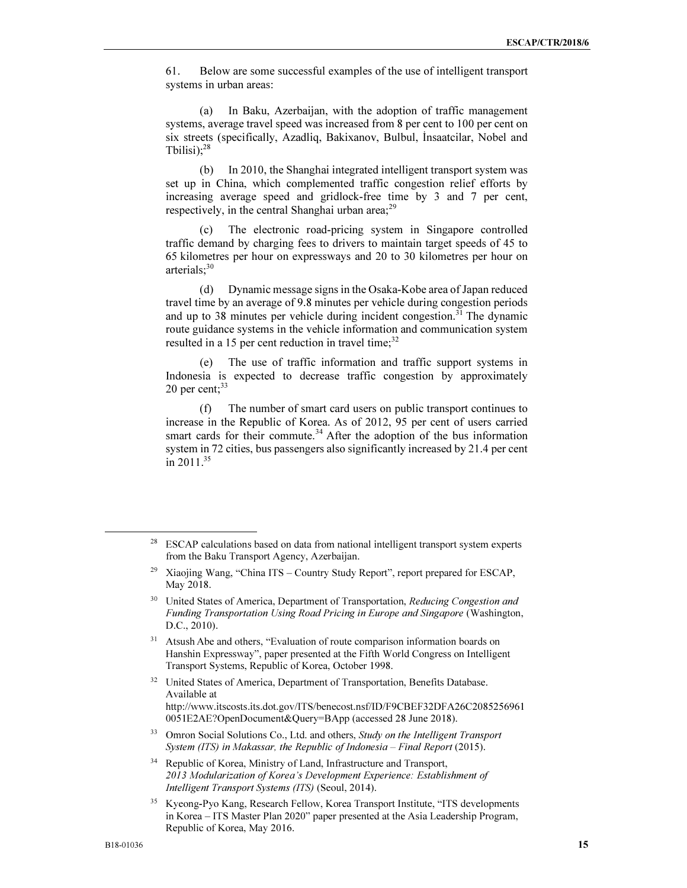61. Below are some successful examples of the use of intelligent transport systems in urban areas:

(a) In Baku, Azerbaijan, with the adoption of traffic management systems, average travel speed was increased from 8 per cent to 100 per cent on six streets (specifically, Azadliq, Bakixanov, Bulbul, İnsaatcilar, Nobel and Tbilisi);[28]

(b) In 2010, the Shanghai integrated intelligent transport system was set up in China, which complemented traffic congestion relief efforts by increasing average speed and gridlock-free time by 3 and 7 per cent, respectively, in the central Shanghai urban area;[29]

(c) The electronic road-pricing system in Singapore controlled traffic demand by charging fees to drivers to maintain target speeds of 45 to 65 kilometres per hour on expressways and 20 to 30 kilometres per hour on arterials;[30]

(d) Dynamic message signs in the Osaka-Kobe area of Japan reduced travel time by an average of 9.8 minutes per vehicle during congestion periods and up to 38 minutes per vehicle during incident congestion.[31] The dynamic route guidance systems in the vehicle information and communication system resulted in a 15 per cent reduction in travel time;[32]

(e) The use of traffic information and traffic support systems in Indonesia is expected to decrease traffic congestion by approximately 20 per cent;[33]

(f) The number of smart card users on public transport continues to increase in the Republic of Korea. As of 2012, 95 per cent of users carried smart cards for their commute.[34] After the adoption of the bus information system in 72 cities, bus passengers also significantly increased by 21.4 per cent in 2011.[35]

---

[28] ESCAP calculations based on data from national intelligent transport system experts from the Baku Transport Agency, Azerbaijan.

[29] Xiaojing Wang, "China ITS – Country Study Report", report prepared for ESCAP, May 2018.

[30] United States of America, Department of Transportation, *Reducing Congestion and Funding Transportation Using Road Pricing in Europe and Singapore* (Washington, D.C., 2010).

[31] Atsush Abe and others, "Evaluation of route comparison information boards on Hanshin Expressway", paper presented at the Fifth World Congress on Intelligent Transport Systems, Republic of Korea, October 1998.

[32] United States of America, Department of Transportation, Benefits Database. Available at http://www.itscosts.its.dot.gov/ITS/benecost.nsf/ID/F9CBEF32DFA26C20852569610051E2AE?OpenDocument&Query=BApp (accessed 28 June 2018).

[33] Omron Social Solutions Co., Ltd. and others, *Study on the Intelligent Transport System (ITS) in Makassar, the Republic of Indonesia – Final Report* (2015).

[34] Republic of Korea, Ministry of Land, Infrastructure and Transport, *2013 Modularization of Korea's Development Experience: Establishment of Intelligent Transport Systems (ITS)* (Seoul, 2014).

[35] Kyeong-Pyo Kang, Research Fellow, Korea Transport Institute, "ITS developments in Korea – ITS Master Plan 2020" paper presented at the Asia Leadership Program, Republic of Korea, May 2016.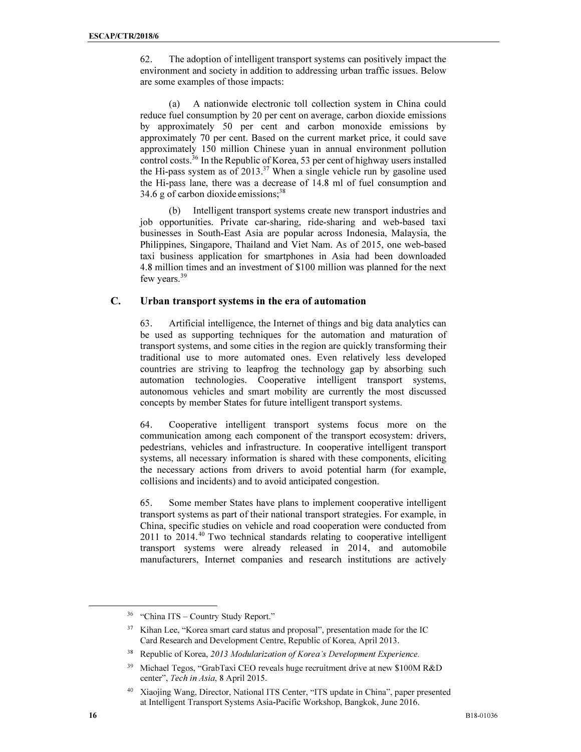62. The adoption of intelligent transport systems can positively impact the environment and society in addition to addressing urban traffic issues. Below are some examples of those impacts:

(a) A nationwide electronic toll collection system in China could reduce fuel consumption by 20 per cent on average, carbon dioxide emissions by approximately 50 per cent and carbon monoxide emissions by approximately 70 per cent. Based on the current market price, it could save approximately 150 million Chinese yuan in annual environment pollution control costs.[36] In the Republic of Korea, 53 per cent of highway users installed the Hi-pass system as of 2013.[37] When a single vehicle run by gasoline used the Hi-pass lane, there was a decrease of 14.8 ml of fuel consumption and 34.6 g of carbon dioxide emissions;[38]

(b) Intelligent transport systems create new transport industries and job opportunities. Private car-sharing, ride-sharing and web-based taxi businesses in South-East Asia are popular across Indonesia, Malaysia, the Philippines, Singapore, Thailand and Viet Nam. As of 2015, one web-based taxi business application for smartphones in Asia had been downloaded 4.8 million times and an investment of $100 million was planned for the next few years.[39]

## C. Urban transport systems in the era of automation

63. Artificial intelligence, the Internet of things and big data analytics can be used as supporting techniques for the automation and maturation of transport systems, and some cities in the region are quickly transforming their traditional use to more automated ones. Even relatively less developed countries are striving to leapfrog the technology gap by absorbing such automation technologies. Cooperative intelligent transport systems, autonomous vehicles and smart mobility are currently the most discussed concepts by member States for future intelligent transport systems.

64. Cooperative intelligent transport systems focus more on the communication among each component of the transport ecosystem: drivers, pedestrians, vehicles and infrastructure. In cooperative intelligent transport systems, all necessary information is shared with these components, eliciting the necessary actions from drivers to avoid potential harm (for example, collisions and incidents) and to avoid anticipated congestion.

65. Some member States have plans to implement cooperative intelligent transport systems as part of their national transport strategies. For example, in China, specific studies on vehicle and road cooperation were conducted from 2011 to 2014.[40] Two technical standards relating to cooperative intelligent transport systems were already released in 2014, and automobile manufacturers, Internet companies and research institutions are actively

---

[36] "China ITS – Country Study Report."

[37] Kihan Lee, "Korea smart card status and proposal", presentation made for the IC Card Research and Development Centre, Republic of Korea, April 2013.

[38] Republic of Korea, *2013 Modularization of Korea's Development Experience.*

[39] Michael Tegos, "GrabTaxi CEO reveals huge recruitment drive at new $100M R&D center", *Tech in Asia*, 8 April 2015.

[40] Xiaojing Wang, Director, National ITS Center, "ITS update in China", paper presented at Intelligent Transport Systems Asia-Pacific Workshop, Bangkok, June 2016.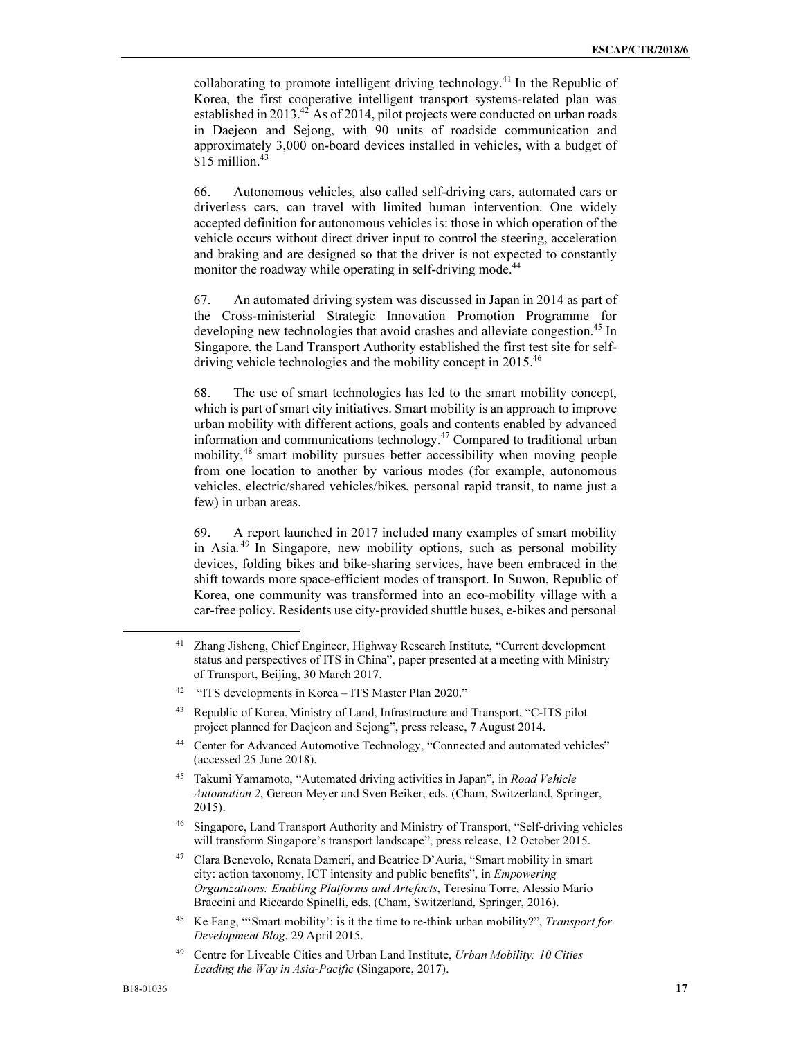collaborating to promote intelligent driving technology.[41] In the Republic of Korea, the first cooperative intelligent transport systems-related plan was established in 2013.[42] As of 2014, pilot projects were conducted on urban roads in Daejeon and Sejong, with 90 units of roadside communication and approximately 3,000 on-board devices installed in vehicles, with a budget of $15 million.[43]

66. Autonomous vehicles, also called self-driving cars, automated cars or driverless cars, can travel with limited human intervention. One widely accepted definition for autonomous vehicles is: those in which operation of the vehicle occurs without direct driver input to control the steering, acceleration and braking and are designed so that the driver is not expected to constantly monitor the roadway while operating in self-driving mode.[44]

67. An automated driving system was discussed in Japan in 2014 as part of the Cross-ministerial Strategic Innovation Promotion Programme for developing new technologies that avoid crashes and alleviate congestion.[45] In Singapore, the Land Transport Authority established the first test site for self-driving vehicle technologies and the mobility concept in 2015.[46]

68. The use of smart technologies has led to the smart mobility concept, which is part of smart city initiatives. Smart mobility is an approach to improve urban mobility with different actions, goals and contents enabled by advanced information and communications technology.[47] Compared to traditional urban mobility,[48] smart mobility pursues better accessibility when moving people from one location to another by various modes (for example, autonomous vehicles, electric/shared vehicles/bikes, personal rapid transit, to name just a few) in urban areas.

69. A report launched in 2017 included many examples of smart mobility in Asia.[49] In Singapore, new mobility options, such as personal mobility devices, folding bikes and bike-sharing services, have been embraced in the shift towards more space-efficient modes of transport. In Suwon, Republic of Korea, one community was transformed into an eco-mobility village with a car-free policy. Residents use city-provided shuttle buses, e-bikes and personal

---

[41] Zhang Jisheng, Chief Engineer, Highway Research Institute, "Current development status and perspectives of ITS in China", paper presented at a meeting with Ministry of Transport, Beijing, 30 March 2017.

[42] "ITS developments in Korea – ITS Master Plan 2020."

[43] Republic of Korea, Ministry of Land, Infrastructure and Transport, "C-ITS pilot project planned for Daejeon and Sejong", press release, 7 August 2014.

[44] Center for Advanced Automotive Technology, "Connected and automated vehicles" (accessed 25 June 2018).

[45] Takumi Yamamoto, "Automated driving activities in Japan", in *Road Vehicle Automation 2*, Gereon Meyer and Sven Beiker, eds. (Cham, Switzerland, Springer, 2015).

[46] Singapore, Land Transport Authority and Ministry of Transport, "Self-driving vehicles will transform Singapore's transport landscape", press release, 12 October 2015.

[47] Clara Benevolo, Renata Dameri, and Beatrice D'Auria, "Smart mobility in smart city: action taxonomy, ICT intensity and public benefits", in *Empowering Organizations: Enabling Platforms and Artefacts*, Teresina Torre, Alessio Mario Braccini and Riccardo Spinelli, eds. (Cham, Switzerland, Springer, 2016).

[48] Ke Fang, "'Smart mobility': is it the time to re-think urban mobility?", *Transport for Development Blog*, 29 April 2015.

[49] Centre for Liveable Cities and Urban Land Institute, *Urban Mobility: 10 Cities Leading the Way in Asia-Pacific* (Singapore, 2017).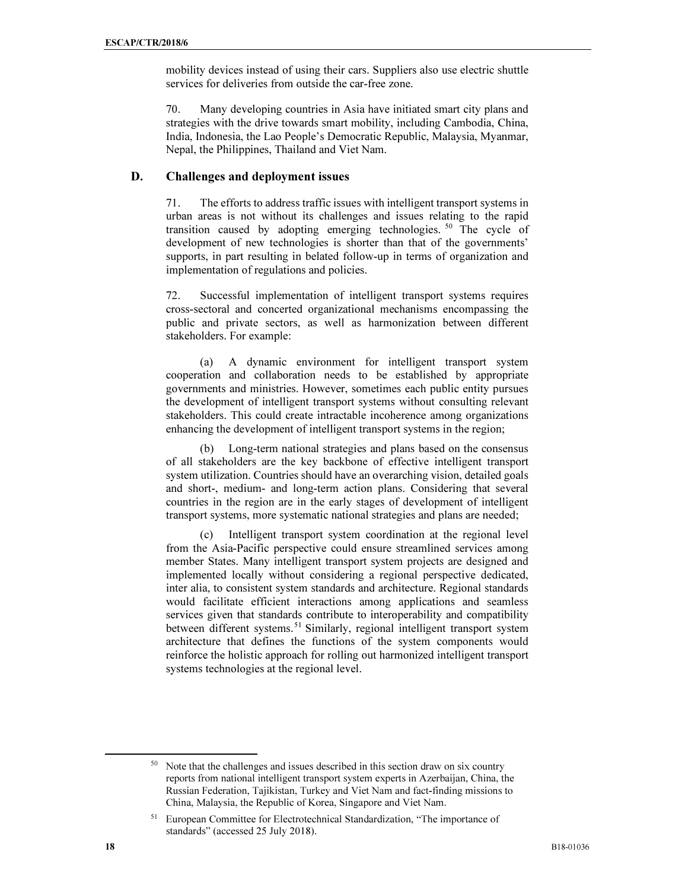mobility devices instead of using their cars. Suppliers also use electric shuttle services for deliveries from outside the car-free zone.

70. Many developing countries in Asia have initiated smart city plans and strategies with the drive towards smart mobility, including Cambodia, China, India, Indonesia, the Lao People's Democratic Republic, Malaysia, Myanmar, Nepal, the Philippines, Thailand and Viet Nam.

## D. Challenges and deployment issues

71. The efforts to address traffic issues with intelligent transport systems in urban areas is not without its challenges and issues relating to the rapid transition caused by adopting emerging technologies.[50] The cycle of development of new technologies is shorter than that of the governments' supports, in part resulting in belated follow-up in terms of organization and implementation of regulations and policies.

72. Successful implementation of intelligent transport systems requires cross-sectoral and concerted organizational mechanisms encompassing the public and private sectors, as well as harmonization between different stakeholders. For example:

(a) A dynamic environment for intelligent transport system cooperation and collaboration needs to be established by appropriate governments and ministries. However, sometimes each public entity pursues the development of intelligent transport systems without consulting relevant stakeholders. This could create intractable incoherence among organizations enhancing the development of intelligent transport systems in the region;

(b) Long-term national strategies and plans based on the consensus of all stakeholders are the key backbone of effective intelligent transport system utilization. Countries should have an overarching vision, detailed goals and short-, medium- and long-term action plans. Considering that several countries in the region are in the early stages of development of intelligent transport systems, more systematic national strategies and plans are needed;

(c) Intelligent transport system coordination at the regional level from the Asia-Pacific perspective could ensure streamlined services among member States. Many intelligent transport system projects are designed and implemented locally without considering a regional perspective dedicated, inter alia, to consistent system standards and architecture. Regional standards would facilitate efficient interactions among applications and seamless services given that standards contribute to interoperability and compatibility between different systems.[51] Similarly, regional intelligent transport system architecture that defines the functions of the system components would reinforce the holistic approach for rolling out harmonized intelligent transport systems technologies at the regional level.

---

[50] Note that the challenges and issues described in this section draw on six country reports from national intelligent transport system experts in Azerbaijan, China, the Russian Federation, Tajikistan, Turkey and Viet Nam and fact-finding missions to China, Malaysia, the Republic of Korea, Singapore and Viet Nam.

[51] European Committee for Electrotechnical Standardization, "The importance of standards" (accessed 25 July 2018).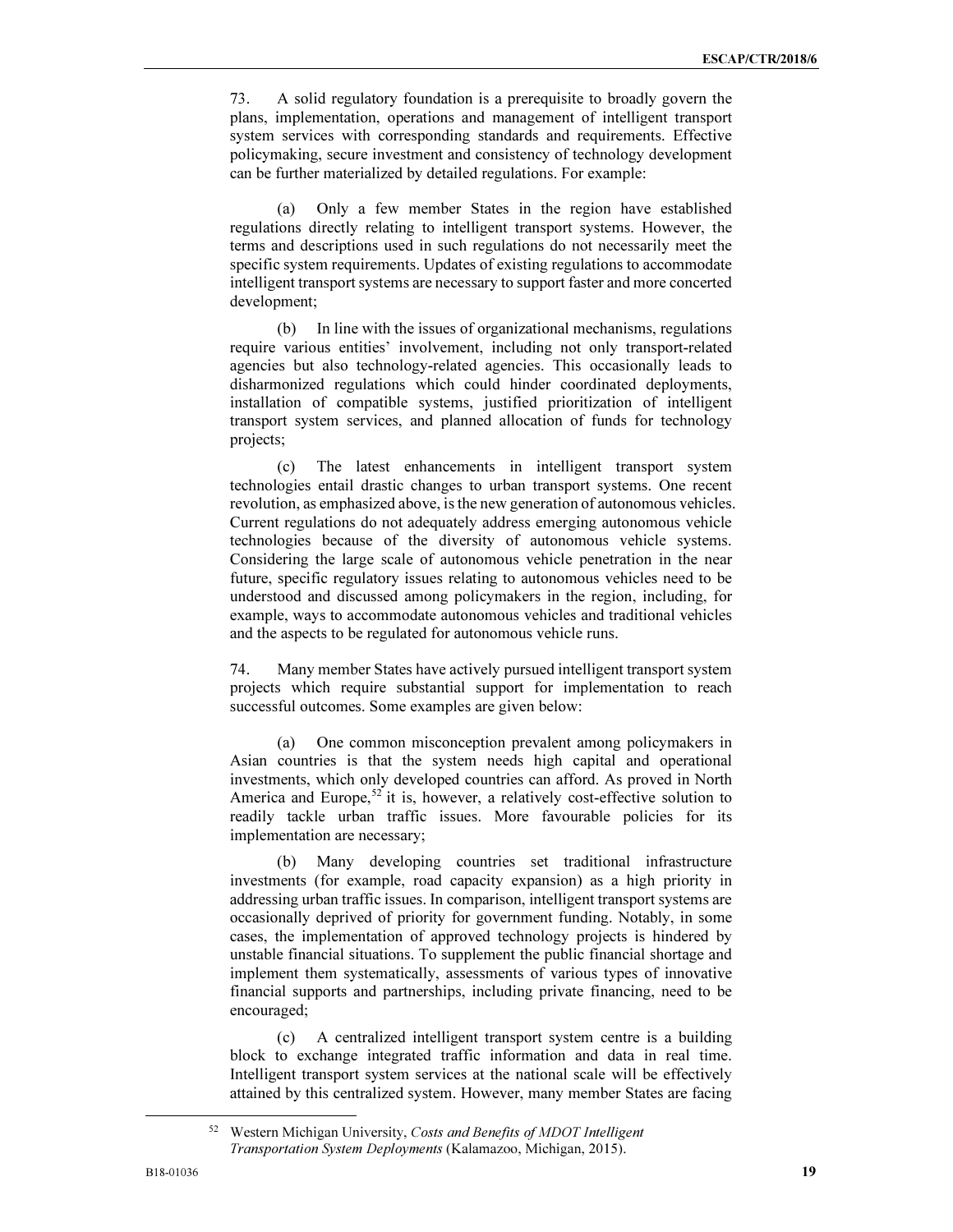73. A solid regulatory foundation is a prerequisite to broadly govern the plans, implementation, operations and management of intelligent transport system services with corresponding standards and requirements. Effective policymaking, secure investment and consistency of technology development can be further materialized by detailed regulations. For example:

(a) Only a few member States in the region have established regulations directly relating to intelligent transport systems. However, the terms and descriptions used in such regulations do not necessarily meet the specific system requirements. Updates of existing regulations to accommodate intelligent transport systems are necessary to support faster and more concerted development;

(b) In line with the issues of organizational mechanisms, regulations require various entities' involvement, including not only transport-related agencies but also technology-related agencies. This occasionally leads to disharmonized regulations which could hinder coordinated deployments, installation of compatible systems, justified prioritization of intelligent transport system services, and planned allocation of funds for technology projects;

(c) The latest enhancements in intelligent transport system technologies entail drastic changes to urban transport systems. One recent revolution, as emphasized above, is the new generation of autonomous vehicles. Current regulations do not adequately address emerging autonomous vehicle technologies because of the diversity of autonomous vehicle systems. Considering the large scale of autonomous vehicle penetration in the near future, specific regulatory issues relating to autonomous vehicles need to be understood and discussed among policymakers in the region, including, for example, ways to accommodate autonomous vehicles and traditional vehicles and the aspects to be regulated for autonomous vehicle runs.

74. Many member States have actively pursued intelligent transport system projects which require substantial support for implementation to reach successful outcomes. Some examples are given below:

(a) One common misconception prevalent among policymakers in Asian countries is that the system needs high capital and operational investments, which only developed countries can afford. As proved in North America and Europe,[52] it is, however, a relatively cost-effective solution to readily tackle urban traffic issues. More favourable policies for its implementation are necessary;

(b) Many developing countries set traditional infrastructure investments (for example, road capacity expansion) as a high priority in addressing urban traffic issues. In comparison, intelligent transport systems are occasionally deprived of priority for government funding. Notably, in some cases, the implementation of approved technology projects is hindered by unstable financial situations. To supplement the public financial shortage and implement them systematically, assessments of various types of innovative financial supports and partnerships, including private financing, need to be encouraged;

(c) A centralized intelligent transport system centre is a building block to exchange integrated traffic information and data in real time. Intelligent transport system services at the national scale will be effectively attained by this centralized system. However, many member States are facing

[52] Western Michigan University, *Costs and Benefits of MDOT Intelligent Transportation System Deployments* (Kalamazoo, Michigan, 2015).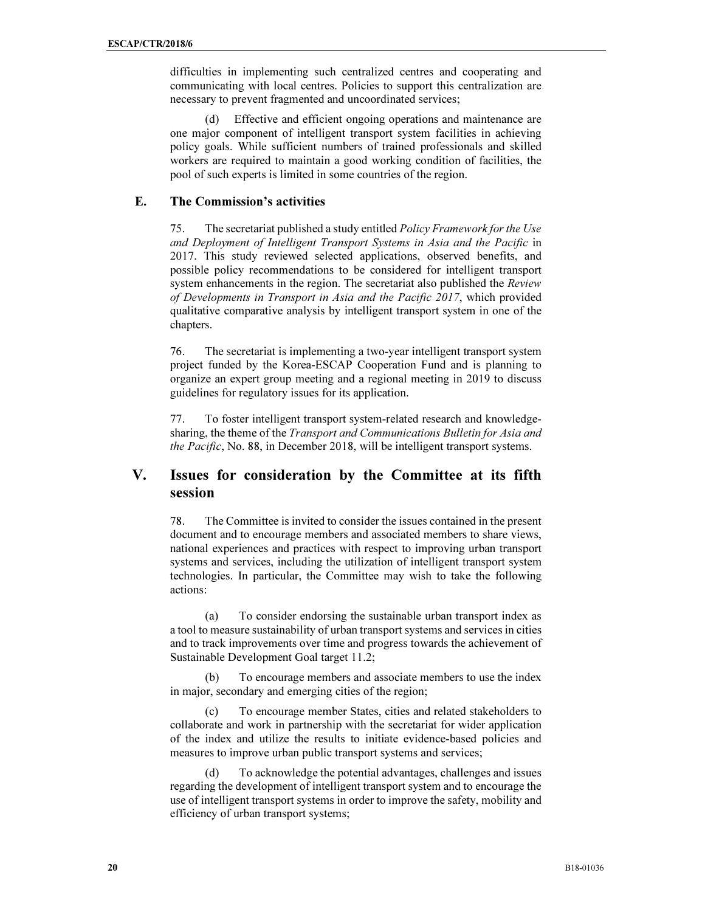difficulties in implementing such centralized centres and cooperating and communicating with local centres. Policies to support this centralization are necessary to prevent fragmented and uncoordinated services;

(d) Effective and efficient ongoing operations and maintenance are one major component of intelligent transport system facilities in achieving policy goals. While sufficient numbers of trained professionals and skilled workers are required to maintain a good working condition of facilities, the pool of such experts is limited in some countries of the region.

### E. The Commission's activities

75. The secretariat published a study entitled *Policy Framework for the Use and Deployment of Intelligent Transport Systems in Asia and the Pacific* in 2017. This study reviewed selected applications, observed benefits, and possible policy recommendations to be considered for intelligent transport system enhancements in the region. The secretariat also published the *Review of Developments in Transport in Asia and the Pacific 2017*, which provided qualitative comparative analysis by intelligent transport system in one of the chapters.

76. The secretariat is implementing a two-year intelligent transport system project funded by the Korea-ESCAP Cooperation Fund and is planning to organize an expert group meeting and a regional meeting in 2019 to discuss guidelines for regulatory issues for its application.

77. To foster intelligent transport system-related research and knowledge-sharing, the theme of the *Transport and Communications Bulletin for Asia and the Pacific*, No. 88, in December 2018, will be intelligent transport systems.

## V. Issues for consideration by the Committee at its fifth session

78. The Committee is invited to consider the issues contained in the present document and to encourage members and associated members to share views, national experiences and practices with respect to improving urban transport systems and services, including the utilization of intelligent transport system technologies. In particular, the Committee may wish to take the following actions:

(a) To consider endorsing the sustainable urban transport index as a tool to measure sustainability of urban transport systems and services in cities and to track improvements over time and progress towards the achievement of Sustainable Development Goal target 11.2;

(b) To encourage members and associate members to use the index in major, secondary and emerging cities of the region;

(c) To encourage member States, cities and related stakeholders to collaborate and work in partnership with the secretariat for wider application of the index and utilize the results to initiate evidence-based policies and measures to improve urban public transport systems and services;

(d) To acknowledge the potential advantages, challenges and issues regarding the development of intelligent transport system and to encourage the use of intelligent transport systems in order to improve the safety, mobility and efficiency of urban transport systems;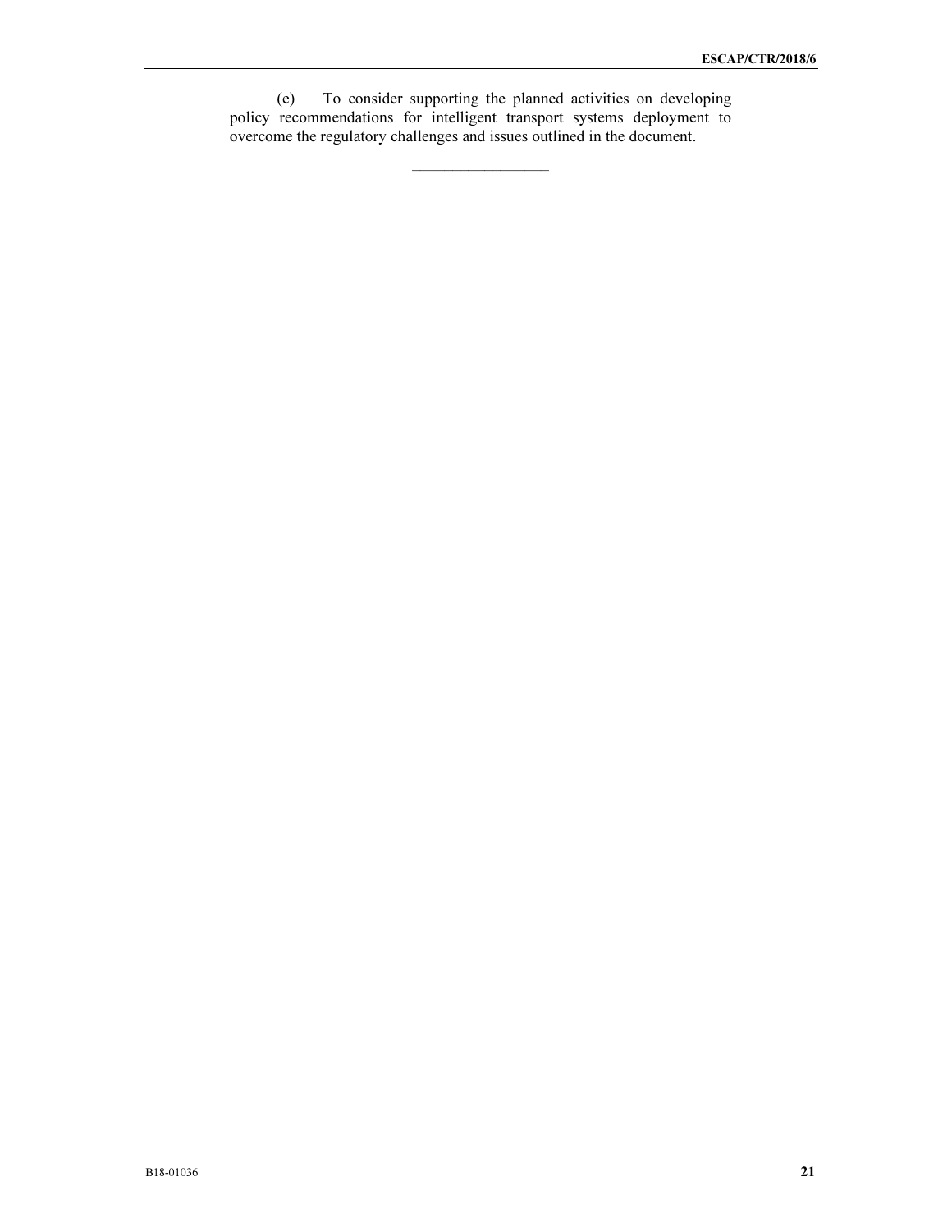(e) To consider supporting the planned activities on developing policy recommendations for intelligent transport systems deployment to overcome the regulatory challenges and issues outlined in the document.

__________________